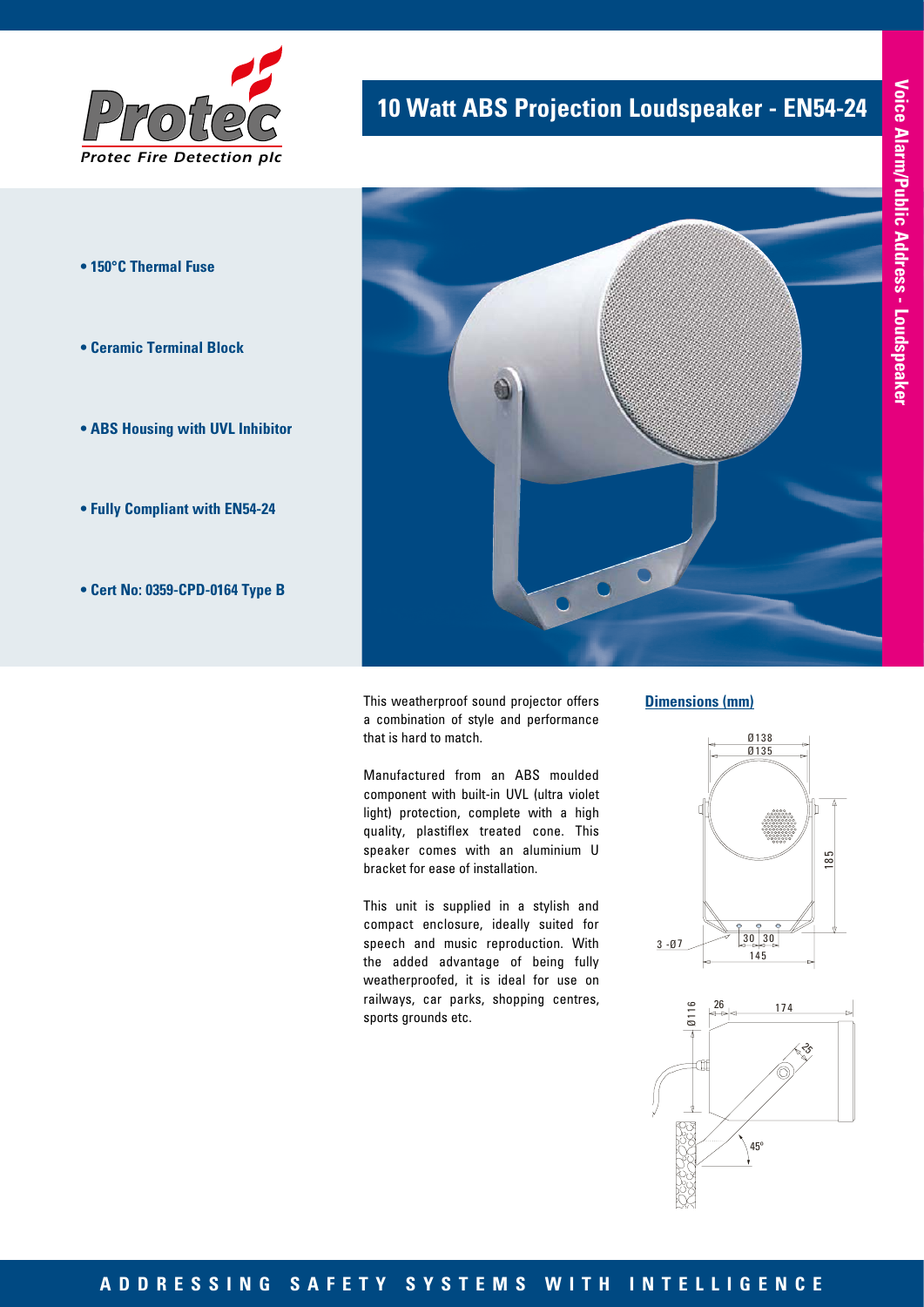# 10 Watt ABS Projection Loudspeaker - EN54-24

Voice Alarm/Public Address - Loudspeaker

- **150°C Thermal Fuse**
- **Ceramic Terminal Block**
- **ABS Housing with UVL Inhibitor**
- **Fully Compliant with EN54-24**
- **Cert No: 0359-CPD-0164 Type B**

This weatherproof sound projector offers a combination of style and performance that is hard to match.

Manufactured from an ABS moulded component with built-in UVL (ultra violet light) protection, complete with a high quality, plastiflex treated cone. This speaker comes with an aluminium U bracket for ease of installation.

This unit is supplied in a stylish and compact enclosure, ideally suited for speech and music reproduction. With the added advantage of being fully weatherproofed, it is ideal for use on railways, car parks, shopping centres, sports grounds etc.

## Dimensions (mm)

Ø138
Ø135
185
3 -Ø7
30 30
145

Ø116
26
174
25
45°

ADDRESSING SAFETY SYSTEMS WITH INTELLIGENCE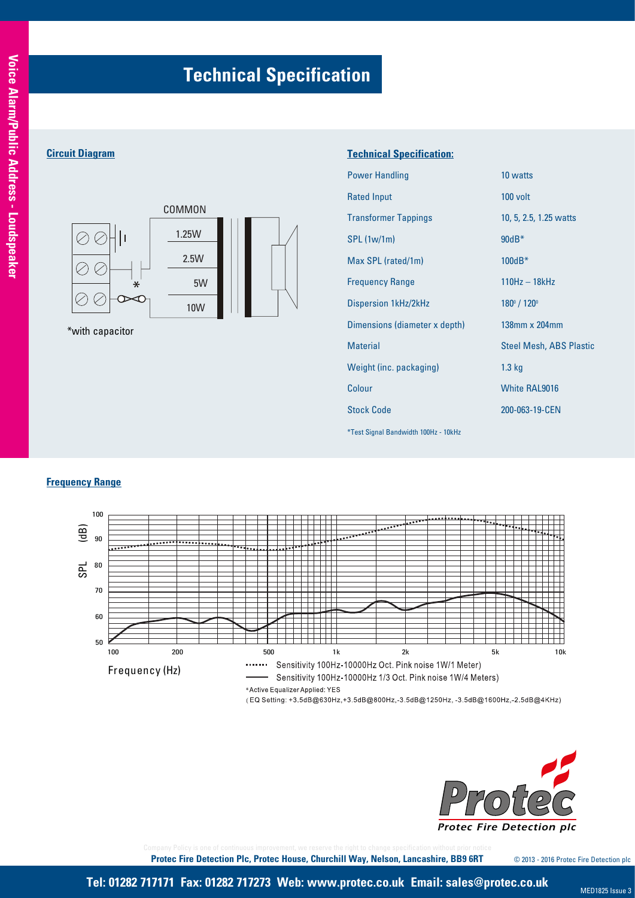# Technical Specification

## Circuit Diagram

COMMON

1.25W

2.5W

5W

10W

*

*with capacitor

## Technical Specification:

| | |
|---|---|
| Power Handling | 10 watts |
| Rated Input | 100 volt |
| Transformer Tappings | 10, 5, 2.5, 1.25 watts |
| SPL (1w/1m) | 90dB* |
| Max SPL (rated/1m) | 100dB* |
| Frequency Range | 110Hz – 18kHz |
| Dispersion 1kHz/2kHz | 180° / 120° |
| Dimensions (diameter x depth) | 138mm x 204mm |
| Material | Steel Mesh, ABS Plastic |
| Weight (inc. packaging) | 1.3 kg |
| Colour | White RAL9016 |
| Stock Code | 200-063-19-CEN |

*Test Signal Bandwidth 100Hz - 10kHz

## Frequency Range

SPL (dB)

100
90
80
70
60
50

100 200 500 1k 2k 5k 10k

Frequency (Hz)

······· Sensitivity 100Hz-10000Hz Oct. Pink noise 1W/1 Meter)

—— Sensitivity 100Hz-10000Hz 1/3 Oct. Pink noise 1W/4 Meters)

*Active Equalizer Applied: YES

(EQ Setting: +3.5dB@630Hz,+3.5dB@800Hz,-3.5dB@1250Hz, -3.5dB@1600Hz,-2.5dB@4KHz)

Protec Fire Detection plc

Company Policy is one of continuous improvement, we reserve the right to change specification without prior notice

**Protec Fire Detection Plc, Protec House, Churchill Way, Nelson, Lancashire, BB9 6RT**

© 2013 - 2016 Protec Fire Detection plc

**Tel: 01282 717171 Fax: 01282 717273 Web: www.protec.co.uk Email: sales@protec.co.uk**

MED1825 Issue 3